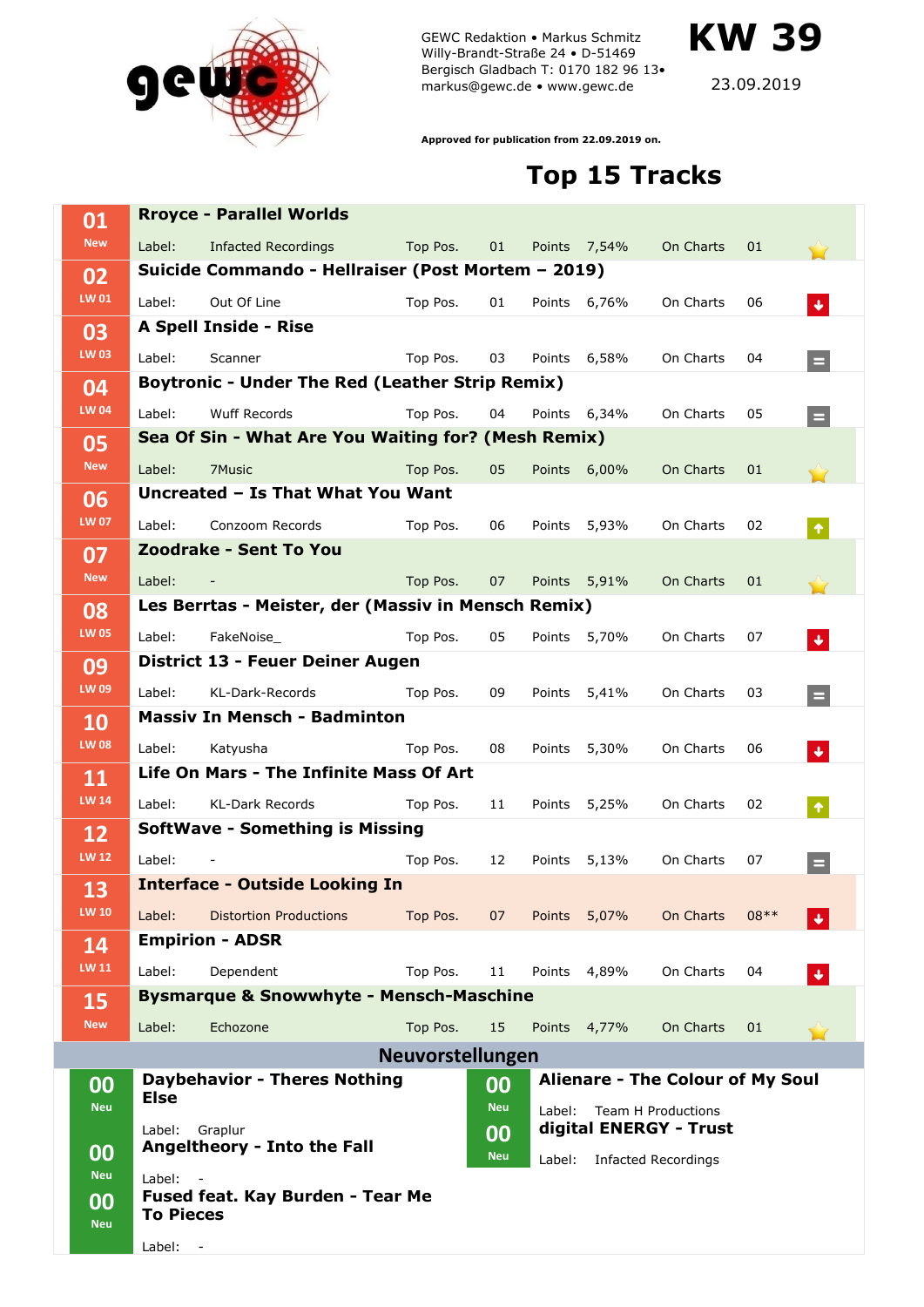GEWC Redaktion • Markus Schmitz
Willy-Brandt-Straße 24 • D-51469
Bergisch Gladbach T: 0170 182 96 13•
markus@gewc.de • www.gewc.de

# KW 39

23.09.2019

**Approved for publication from 22.09.2019 on.**

## Top 15 Tracks

| Pos. | LW | Artist - Title | Label | Top Pos. | Points | On Charts | Trend |
|---|---|---|---|---|---|---|---|
| 01 | New | **Rroyce - Parallel Worlds** | Infacted Recordings | 01 | 7,54% | 01 | New |
| 02 | LW 01 | **Suicide Commando - Hellraiser (Post Mortem – 2019)** | Out Of Line | 01 | 6,76% | 06 | Down |
| 03 | LW 03 | **A Spell Inside - Rise** | Scanner | 03 | 6,58% | 04 | Same |
| 04 | LW 04 | **Boytronic - Under The Red (Leather Strip Remix)** | Wuff Records | 04 | 6,34% | 05 | Same |
| 05 | New | **Sea Of Sin - What Are You Waiting for? (Mesh Remix)** | 7Music | 05 | 6,00% | 01 | New |
| 06 | LW 07 | **Uncreated – Is That What You Want** | Conzoom Records | 06 | 5,93% | 02 | Up |
| 07 | New | **Zoodrake - Sent To You** | - | 07 | 5,91% | 01 | New |
| 08 | LW 05 | **Les Berrtas - Meister, der (Massiv in Mensch Remix)** | FakeNoise_ | 05 | 5,70% | 07 | Down |
| 09 | LW 09 | **District 13 - Feuer Deiner Augen** | KL-Dark-Records | 09 | 5,41% | 03 | Same |
| 10 | LW 08 | **Massiv In Mensch - Badminton** | Katyusha | 08 | 5,30% | 06 | Down |
| 11 | LW 14 | **Life On Mars - The Infinite Mass Of Art** | KL-Dark Records | 11 | 5,25% | 02 | Up |
| 12 | LW 12 | **SoftWave - Something is Missing** | - | 12 | 5,13% | 07 | Same |
| 13 | LW 10 | **Interface - Outside Looking In** | Distortion Productions | 07 | 5,07% | 08** | Down |
| 14 | LW 11 | **Empirion - ADSR** | Dependent | 11 | 4,89% | 04 | Down |
| 15 | New | **Bysmarque & Snowwhyte - Mensch-Maschine** | Echozone | 15 | 4,77% | 01 | New |

## Neuvorstellungen

| Pos. | Artist - Title | Label |
|---|---|---|
| 00 Neu | **Daybehavior - Theres Nothing Else** | Graplur |
| 00 Neu | **Angeltheory - Into the Fall** | - |
| 00 Neu | **Fused feat. Kay Burden - Tear Me To Pieces** | - |
| 00 Neu | **Alienare - The Colour of My Soul** | Team H Productions |
| 00 Neu | **digital ENERGY - Trust** | Infacted Recordings |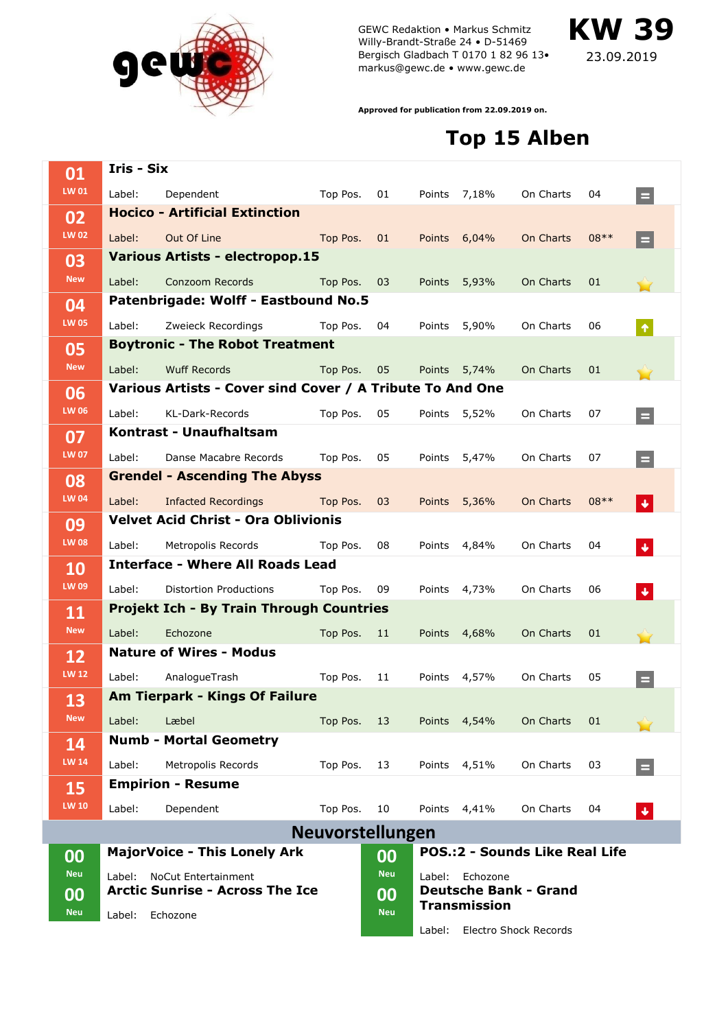GEWC Redaktion • Markus Schmitz
Willy-Brandt-Straße 24 • D-51469
Bergisch Gladbach T 0170 1 82 96 13•
markus@gewc.de • www.gewc.de

# KW 39

23.09.2019

**Approved for publication from 22.09.2019 on.**

## Top 15 Alben

| Pos. | LW | Artist - Album | Label | Top Pos. | Points | On Charts |
|---|---|---|---|---|---|---|
| 01 | LW 01 | **Iris - Six** | Dependent | 01 | 7,18% | 04 |
| 02 | LW 02 | **Hocico - Artificial Extinction** | Out Of Line | 01 | 6,04% | 08** |
| 03 | New | **Various Artists - electropop.15** | Conzoom Records | 03 | 5,93% | 01 |
| 04 | LW 05 | **Patenbrigade: Wolff - Eastbound No.5** | Zweieck Recordings | 04 | 5,90% | 06 |
| 05 | New | **Boytronic - The Robot Treatment** | Wuff Records | 05 | 5,74% | 01 |
| 06 | LW 06 | **Various Artists - Cover sind Cover / A Tribute To And One** | KL-Dark-Records | 05 | 5,52% | 07 |
| 07 | LW 07 | **Kontrast - Unaufhaltsam** | Danse Macabre Records | 05 | 5,47% | 07 |
| 08 | LW 04 | **Grendel - Ascending The Abyss** | Infacted Recordings | 03 | 5,36% | 08** |
| 09 | LW 08 | **Velvet Acid Christ - Ora Oblivionis** | Metropolis Records | 08 | 4,84% | 04 |
| 10 | LW 09 | **Interface - Where All Roads Lead** | Distortion Productions | 09 | 4,73% | 06 |
| 11 | New | **Projekt Ich - By Train Through Countries** | Echozone | 11 | 4,68% | 01 |
| 12 | LW 12 | **Nature of Wires - Modus** | AnalogueTrash | 11 | 4,57% | 05 |
| 13 | New | **Am Tierpark - Kings Of Failure** | Læbel | 13 | 4,54% | 01 |
| 14 | LW 14 | **Numb - Mortal Geometry** | Metropolis Records | 13 | 4,51% | 03 |
| 15 | LW 10 | **Empirion - Resume** | Dependent | 10 | 4,41% | 04 |

## Neuvorstellungen

| Pos. | | Artist - Album | Label |
|---|---|---|---|
| 00 | Neu | **MajorVoice - This Lonely Ark** | NoCut Entertainment |
| 00 | Neu | **Arctic Sunrise - Across The Ice** | Echozone |
| 00 | Neu | **POS.:2 - Sounds Like Real Life** | Echozone |
| 00 | Neu | **Deutsche Bank - Grand Transmission** | Electro Shock Records |